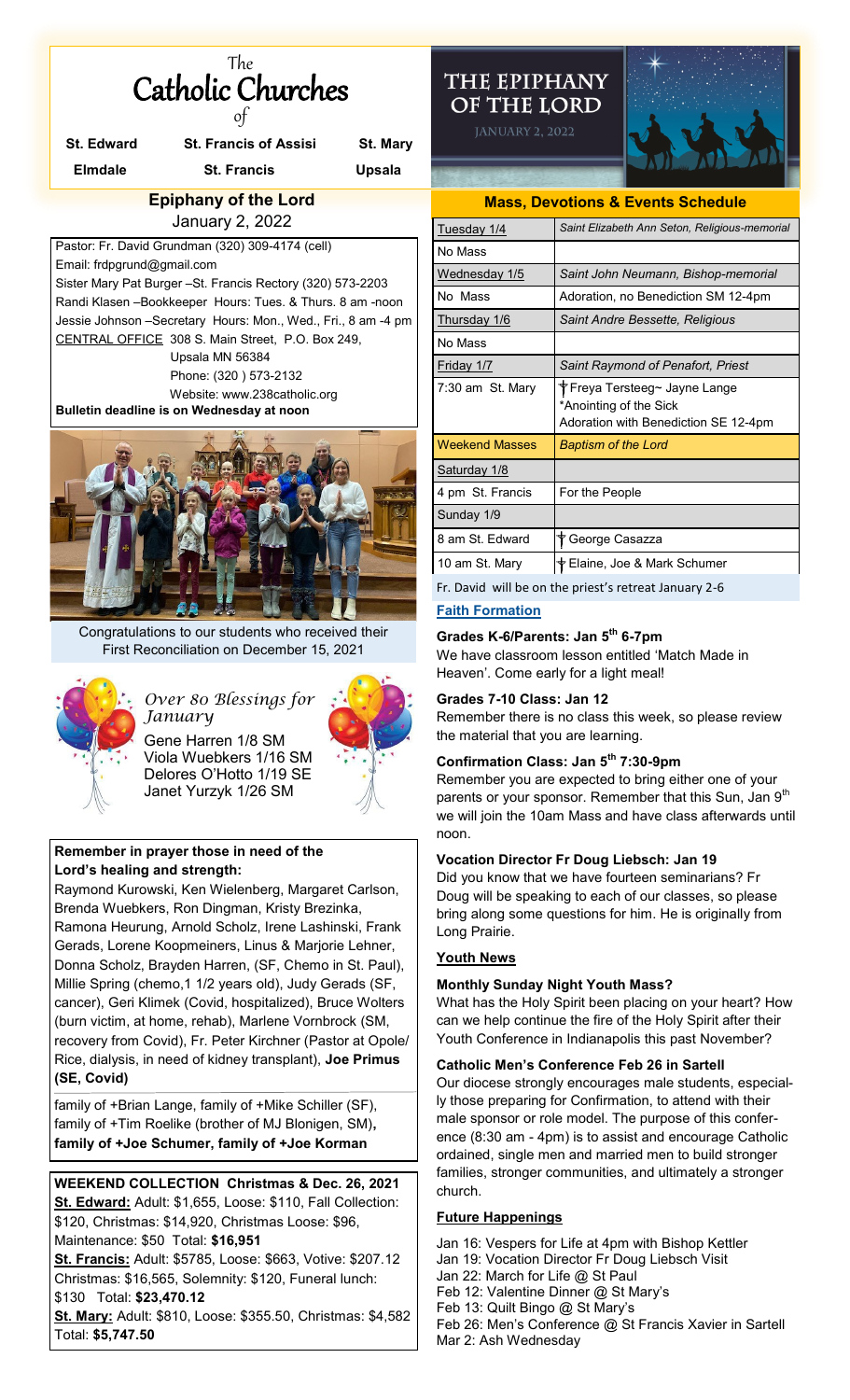# The Catholic Churches of

| St. Edward | St. Francis of Assisi | St. Mary |
|---|---|---|
| Elmdale | St. Francis | Upsala |

## Epiphany of the Lord

January 2, 2022

Pastor: Fr. David Grundman (320) 309-4174 (cell)
Email: frdpgrund@gmail.com
Sister Mary Pat Burger –St. Francis Rectory (320) 573-2203
Randi Klasen –Bookkeeper Hours: Tues. & Thurs. 8 am -noon
Jessie Johnson –Secretary Hours: Mon., Wed., Fri., 8 am -4 pm
CENTRAL OFFICE 308 S. Main Street, P.O. Box 249,
Upsala MN 56384
Phone: (320 ) 573-2132
Website: www.238catholic.org

**Bulletin deadline is on Wednesday at noon**

Congratulations to our students who received their First Reconciliation on December 15, 2021

### *Over 80 Blessings for January*

Gene Harren 1/8 SM
Viola Wuebkers 1/16 SM
Delores O'Hotto 1/19 SE
Janet Yurzyk 1/26 SM

**Remember in prayer those in need of the Lord's healing and strength:**

Raymond Kurowski, Ken Wielenberg, Margaret Carlson, Brenda Wuebkers, Ron Dingman, Kristy Brezinka, Ramona Heurung, Arnold Scholz, Irene Lashinski, Frank Gerads, Lorene Koopmeiners, Linus & Marjorie Lehner, Donna Scholz, Brayden Harren, (SF, Chemo in St. Paul), Millie Spring (chemo,1 1/2 years old), Judy Gerads (SF, cancer), Geri Klimek (Covid, hospitalized), Bruce Wolters (burn victim, at home, rehab), Marlene Vornbrock (SM, recovery from Covid), Fr. Peter Kirchner (Pastor at Opole/ Rice, dialysis, in need of kidney transplant), **Joe Primus (SE, Covid)**

family of +Brian Lange, family of +Mike Schiller (SF), family of +Tim Roelike (brother of MJ Blonigen, SM), **family of +Joe Schumer, family of +Joe Korman**

**WEEKEND COLLECTION Christmas & Dec. 26, 2021**

**St. Edward:** Adult: $1,655, Loose: $110, Fall Collection: $120, Christmas: $14,920, Christmas Loose: $96, Maintenance: $50 Total: **$16,951**

**St. Francis:** Adult: $5785, Loose: $663, Votive: $207.12 Christmas: $16,565, Solemnity: $120, Funeral lunch: $130 Total: **$23,470.12**

**St. Mary:** Adult: $810, Loose: $355.50, Christmas: $4,582 Total: **$5,747.50**

## The Epiphany of the Lord

January 2, 2022

### Mass, Devotions & Events Schedule

| Tuesday 1/4 | *Saint Elizabeth Ann Seton, Religious-memorial* |
|---|---|
| No Mass | |
| Wednesday 1/5 | *Saint John Neumann, Bishop-memorial* |
| No Mass | Adoration, no Benediction SM 12-4pm |
| Thursday 1/6 | *Saint Andre Bessette, Religious* |
| No Mass | |
| Friday 1/7 | *Saint Raymond of Penafort, Priest* |
| 7:30 am St. Mary | † Freya Tersteeg~ Jayne Lange *Anointing of the Sick Adoration with Benediction SE 12-4pm |
| Weekend Masses | *Baptism of the Lord* |
| Saturday 1/8 | |
| 4 pm St. Francis | For the People |
| Sunday 1/9 | |
| 8 am St. Edward | † George Casazza |
| 10 am St. Mary | † Elaine, Joe & Mark Schumer |

Fr. David will be on the priest's retreat January 2-6

### Faith Formation

**Grades K-6/Parents: Jan 5th 6-7pm**

We have classroom lesson entitled 'Match Made in Heaven'. Come early for a light meal!

**Grades 7-10 Class: Jan 12**

Remember there is no class this week, so please review the material that you are learning.

**Confirmation Class: Jan 5th 7:30-9pm**

Remember you are expected to bring either one of your parents or your sponsor. Remember that this Sun, Jan 9th we will join the 10am Mass and have class afterwards until noon.

**Vocation Director Fr Doug Liebsch: Jan 19**

Did you know that we have fourteen seminarians? Fr Doug will be speaking to each of our classes, so please bring along some questions for him. He is originally from Long Prairie.

### Youth News

**Monthly Sunday Night Youth Mass?**

What has the Holy Spirit been placing on your heart? How can we help continue the fire of the Holy Spirit after their Youth Conference in Indianapolis this past November?

**Catholic Men's Conference Feb 26 in Sartell**

Our diocese strongly encourages male students, especially those preparing for Confirmation, to attend with their male sponsor or role model. The purpose of this conference (8:30 am - 4pm) is to assist and encourage Catholic ordained, single men and married men to build stronger families, stronger communities, and ultimately a stronger church.

### Future Happenings

Jan 16: Vespers for Life at 4pm with Bishop Kettler
Jan 19: Vocation Director Fr Doug Liebsch Visit
Jan 22: March for Life @ St Paul
Feb 12: Valentine Dinner @ St Mary's
Feb 13: Quilt Bingo @ St Mary's
Feb 26: Men's Conference @ St Francis Xavier in Sartell
Mar 2: Ash Wednesday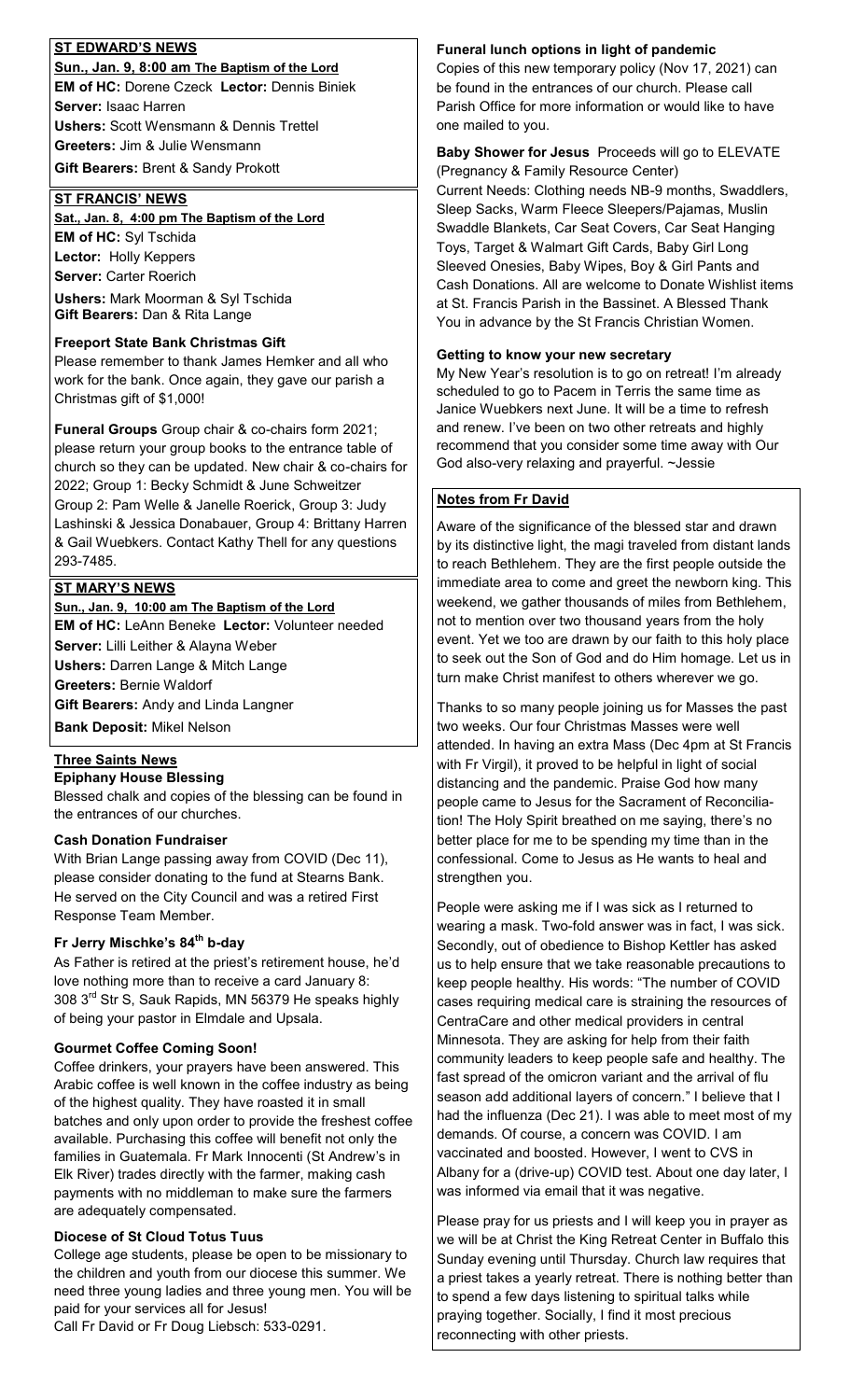## ST EDWARD'S NEWS

**Sun., Jan. 9, 8:00 am The Baptism of the Lord**

**EM of HC:** Dorene Czeck **Lector:** Dennis Biniek

**Server:** Isaac Harren

**Ushers:** Scott Wensmann & Dennis Trettel

**Greeters:** Jim & Julie Wensmann

**Gift Bearers:** Brent & Sandy Prokott

## ST FRANCIS' NEWS

**Sat., Jan. 8, 4:00 pm The Baptism of the Lord**

**EM of HC:** Syl Tschida

**Lector:** Holly Keppers

**Server:** Carter Roerich

**Ushers:** Mark Moorman & Syl Tschida

**Gift Bearers:** Dan & Rita Lange

### Freeport State Bank Christmas Gift

Please remember to thank James Hemker and all who work for the bank. Once again, they gave our parish a Christmas gift of $1,000!

**Funeral Groups** Group chair & co-chairs form 2021; please return your group books to the entrance table of church so they can be updated. New chair & co-chairs for 2022; Group 1: Becky Schmidt & June Schweitzer Group 2: Pam Welle & Janelle Roerick, Group 3: Judy Lashinski & Jessica Donabauer, Group 4: Brittany Harren & Gail Wuebkers. Contact Kathy Thell for any questions 293-7485.

## ST MARY'S NEWS

**Sun., Jan. 9, 10:00 am The Baptism of the Lord**

**EM of HC:** LeAnn Beneke **Lector:** Volunteer needed

**Server:** Lilli Leither & Alayna Weber

**Ushers:** Darren Lange & Mitch Lange

**Greeters:** Bernie Waldorf

**Gift Bearers:** Andy and Linda Langner

**Bank Deposit:** Mikel Nelson

## Three Saints News

### Epiphany House Blessing

Blessed chalk and copies of the blessing can be found in the entrances of our churches.

### Cash Donation Fundraiser

With Brian Lange passing away from COVID (Dec 11), please consider donating to the fund at Stearns Bank. He served on the City Council and was a retired First Response Team Member.

### Fr Jerry Mischke's 84th b-day

As Father is retired at the priest's retirement house, he'd love nothing more than to receive a card January 8: 308 3rd Str S, Sauk Rapids, MN 56379 He speaks highly of being your pastor in Elmdale and Upsala.

### Gourmet Coffee Coming Soon!

Coffee drinkers, your prayers have been answered. This Arabic coffee is well known in the coffee industry as being of the highest quality. They have roasted it in small batches and only upon order to provide the freshest coffee available. Purchasing this coffee will benefit not only the families in Guatemala. Fr Mark Innocenti (St Andrew's in Elk River) trades directly with the farmer, making cash payments with no middleman to make sure the farmers are adequately compensated.

### Diocese of St Cloud Totus Tuus

College age students, please be open to be missionary to the children and youth from our diocese this summer. We need three young ladies and three young men. You will be paid for your services all for Jesus!
Call Fr David or Fr Doug Liebsch: 533-0291.

### Funeral lunch options in light of pandemic

Copies of this new temporary policy (Nov 17, 2021) can be found in the entrances of our church. Please call Parish Office for more information or would like to have one mailed to you.

**Baby Shower for Jesus** Proceeds will go to ELEVATE (Pregnancy & Family Resource Center)
Current Needs: Clothing needs NB-9 months, Swaddlers, Sleep Sacks, Warm Fleece Sleepers/Pajamas, Muslin Swaddle Blankets, Car Seat Covers, Car Seat Hanging Toys, Target & Walmart Gift Cards, Baby Girl Long Sleeved Onesies, Baby Wipes, Boy & Girl Pants and Cash Donations. All are welcome to Donate Wishlist items at St. Francis Parish in the Bassinet. A Blessed Thank You in advance by the St Francis Christian Women.

### Getting to know your new secretary

My New Year's resolution is to go on retreat! I'm already scheduled to go to Pacem in Terris the same time as Janice Wuebkers next June. It will be a time to refresh and renew. I've been on two other retreats and highly recommend that you consider some time away with Our God also-very relaxing and prayerful. ~Jessie

## Notes from Fr David

Aware of the significance of the blessed star and drawn by its distinctive light, the magi traveled from distant lands to reach Bethlehem. They are the first people outside the immediate area to come and greet the newborn king. This weekend, we gather thousands of miles from Bethlehem, not to mention over two thousand years from the holy event. Yet we too are drawn by our faith to this holy place to seek out the Son of God and do Him homage. Let us in turn make Christ manifest to others wherever we go.

Thanks to so many people joining us for Masses the past two weeks. Our four Christmas Masses were well attended. In having an extra Mass (Dec 4pm at St Francis with Fr Virgil), it proved to be helpful in light of social distancing and the pandemic. Praise God how many people came to Jesus for the Sacrament of Reconciliation! The Holy Spirit breathed on me saying, there's no better place for me to be spending my time than in the confessional. Come to Jesus as He wants to heal and strengthen you.

People were asking me if I was sick as I returned to wearing a mask. Two-fold answer was in fact, I was sick. Secondly, out of obedience to Bishop Kettler has asked us to help ensure that we take reasonable precautions to keep people healthy. His words: "The number of COVID cases requiring medical care is straining the resources of CentraCare and other medical providers in central Minnesota. They are asking for help from their faith community leaders to keep people safe and healthy. The fast spread of the omicron variant and the arrival of flu season add additional layers of concern." I believe that I had the influenza (Dec 21). I was able to meet most of my demands. Of course, a concern was COVID. I am vaccinated and boosted. However, I went to CVS in Albany for a (drive-up) COVID test. About one day later, I was informed via email that it was negative.

Please pray for us priests and I will keep you in prayer as we will be at Christ the King Retreat Center in Buffalo this Sunday evening until Thursday. Church law requires that a priest takes a yearly retreat. There is nothing better than to spend a few days listening to spiritual talks while praying together. Socially, I find it most precious reconnecting with other priests.